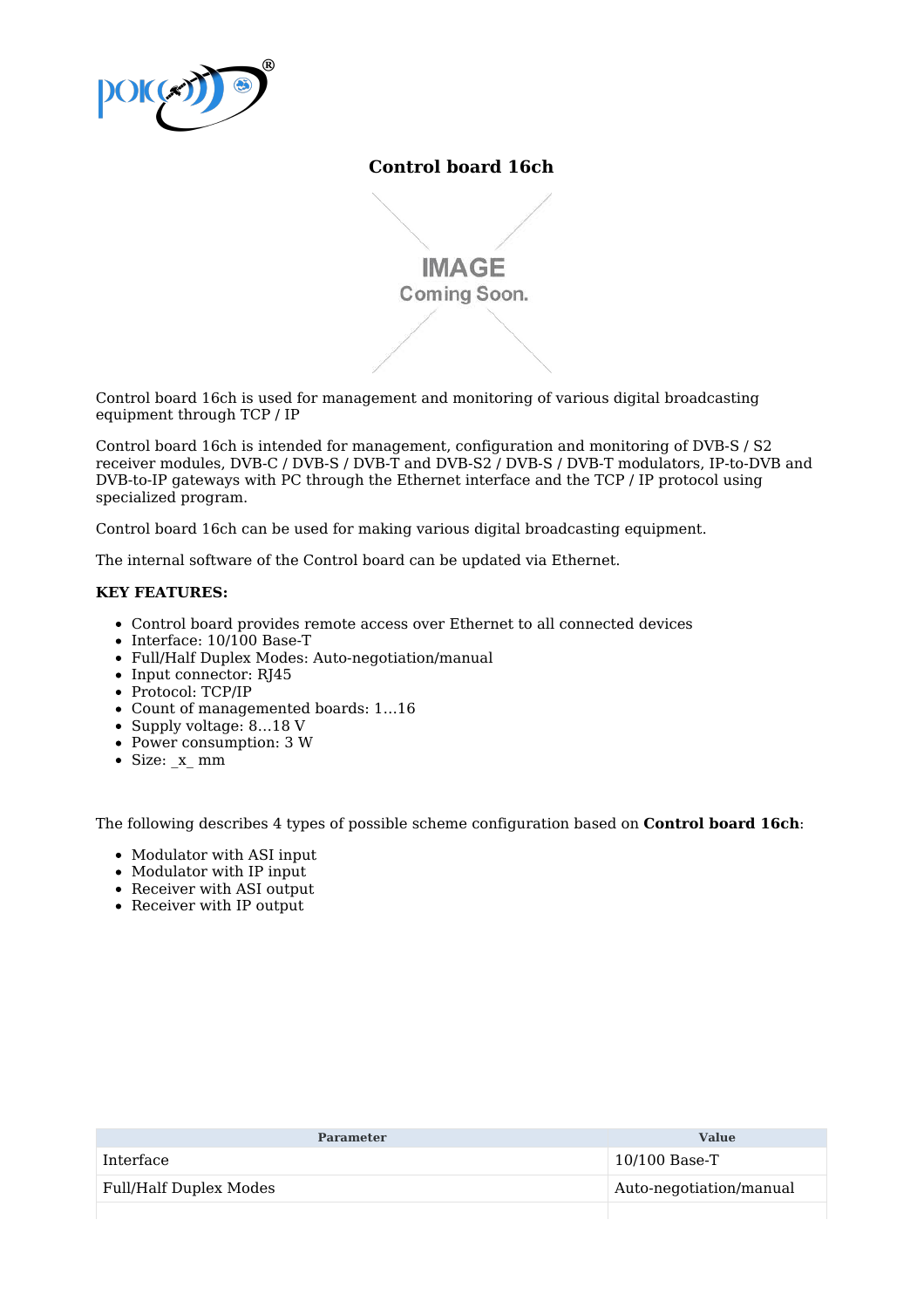# Control board 16ch

Control board 16ch is used for management and monitoring of various digital broadcasting equipment through TCP / IP

Control board 16ch is intended for management, configuration and monitoring of DVB-S / S2 receiver modules, DVB-C / DVB-S / DVB-T and DVB-S2 / DVB-S / DVB-T modulators, IP-to-DVB and DVB-to-IP gateways with PC through the Ethernet interface and the TCP / IP protocol using specialized program.

Control board 16ch can be used for making various digital broadcasting equipment.

The internal software of the Control board can be updated via Ethernet.

**KEY FEATURES:**

- Control board provides remote access over Ethernet to all connected devices
- Interface: 10/100 Base-T
- Full/Half Duplex Modes: Auto-negotiation/manual
- Input connector: RJ45
- Protocol: TCP/IP
- Count of managemented boards: 1...16
- Supply voltage: 8...18 V
- Power consumption: 3 W
- Size: _x_ mm

The following describes 4 types of possible scheme configuration based on **Control board 16ch**:

- Modulator with ASI input
- Modulator with IP input
- Receiver with ASI output
- Receiver with IP output

| Parameter | Value |
|---|---|
| Interface | 10/100 Base-T |
| Full/Half Duplex Modes | Auto-negotiation/manual |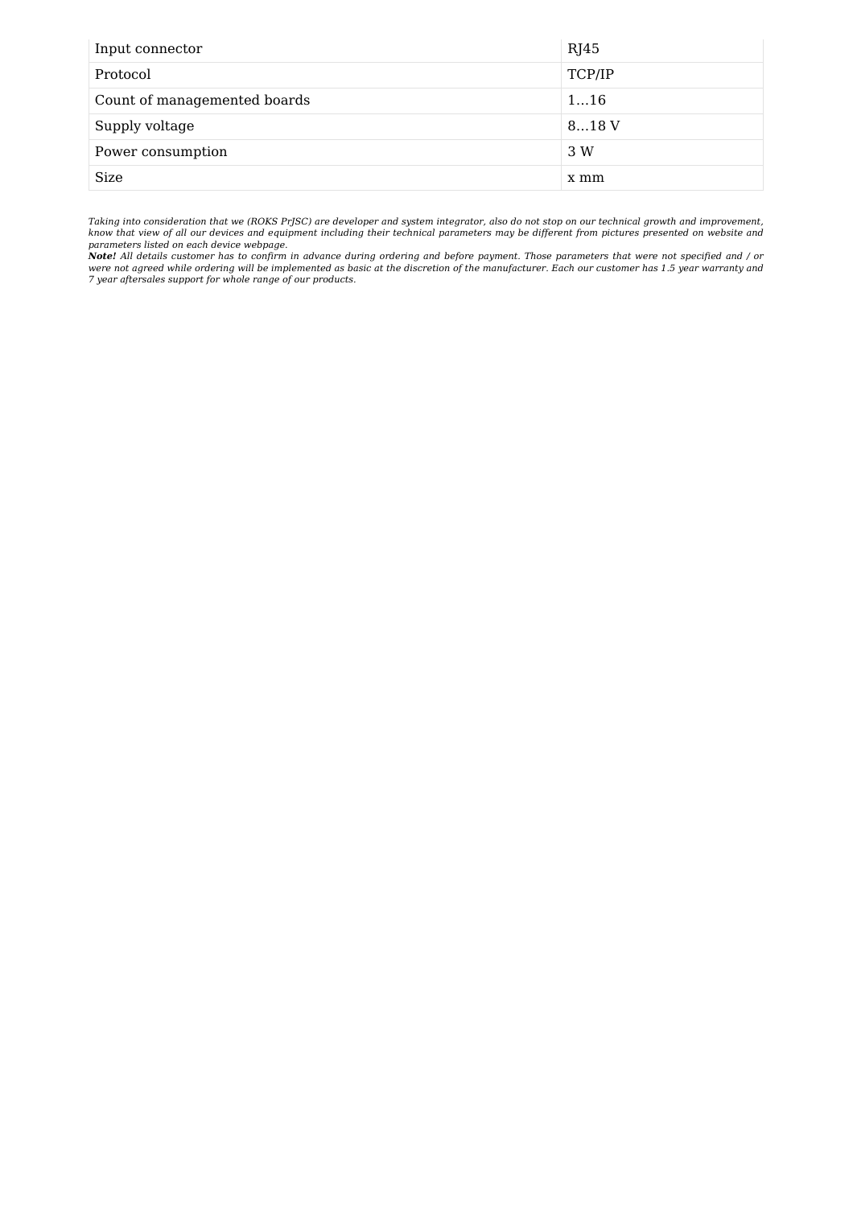| | |
|---|---|
| Input connector | RJ45 |
| Protocol | TCP/IP |
| Count of managemented boards | 1…16 |
| Supply voltage | 8…18 V |
| Power consumption | 3 W |
| Size | x mm |

*Taking into consideration that we (ROKS PrJSC) are developer and system integrator, also do not stop on our technical growth and improvement, know that view of all our devices and equipment including their technical parameters may be different from pictures presented on website and parameters listed on each device webpage.*
***Note!*** *All details customer has to confirm in advance during ordering and before payment. Those parameters that were not specified and / or were not agreed while ordering will be implemented as basic at the discretion of the manufacturer. Each our customer has 1.5 year warranty and 7 year aftersales support for whole range of our products.*